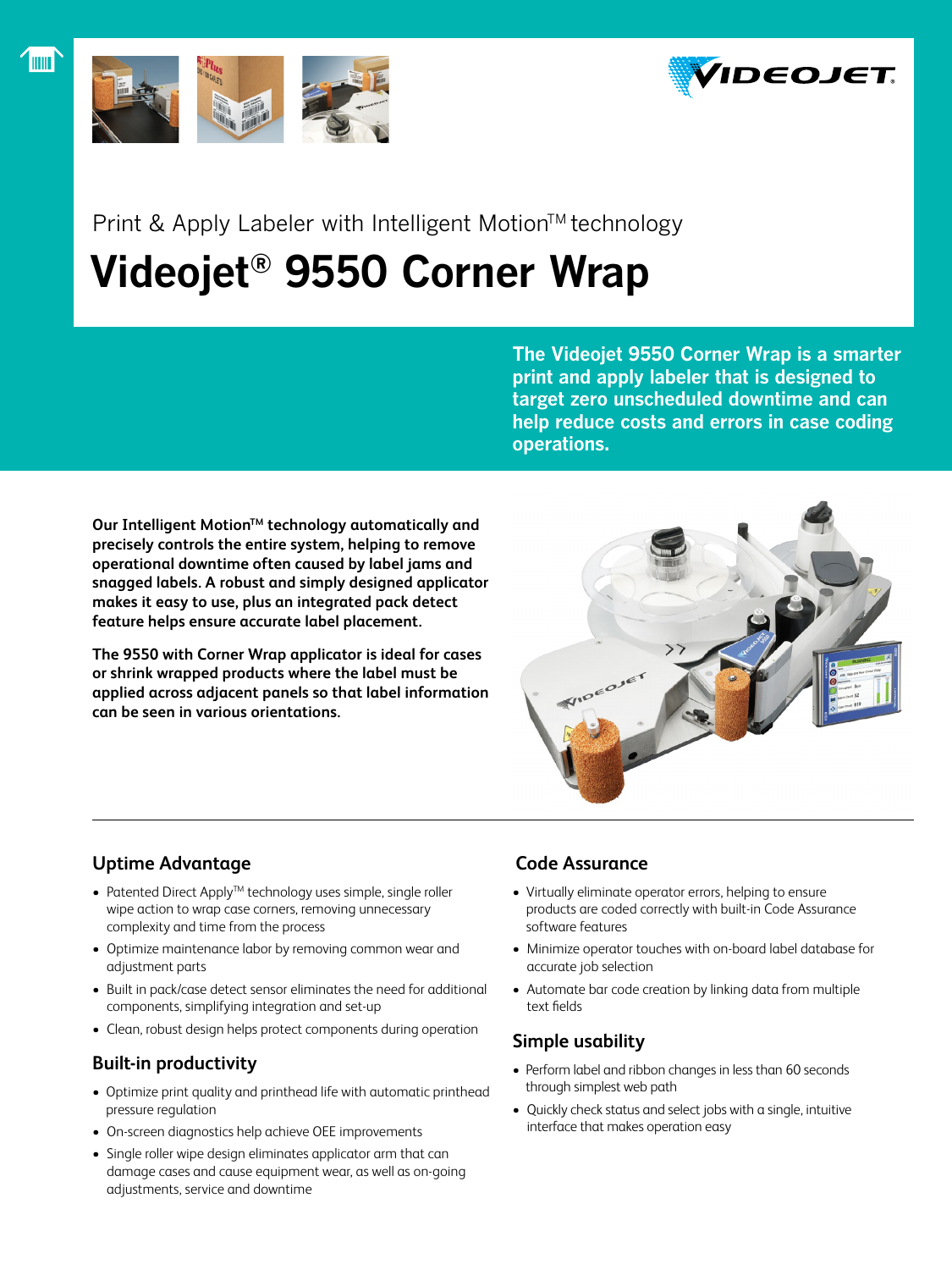Print & Apply Labeler with Intelligent Motion™ technology

# Videojet® 9550 Corner Wrap

**The Videojet 9550 Corner Wrap is a smarter print and apply labeler that is designed to target zero unscheduled downtime and can help reduce costs and errors in case coding operations.**

**Our Intelligent Motion™ technology automatically and precisely controls the entire system, helping to remove operational downtime often caused by label jams and snagged labels. A robust and simply designed applicator makes it easy to use, plus an integrated pack detect feature helps ensure accurate label placement.**

**The 9550 with Corner Wrap applicator is ideal for cases or shrink wrapped products where the label must be applied across adjacent panels so that label information can be seen in various orientations.**

## Uptime Advantage

- Patented Direct Apply™ technology uses simple, single roller wipe action to wrap case corners, removing unnecessary complexity and time from the process
- Optimize maintenance labor by removing common wear and adjustment parts
- Built in pack/case detect sensor eliminates the need for additional components, simplifying integration and set-up
- Clean, robust design helps protect components during operation

## Built-in productivity

- Optimize print quality and printhead life with automatic printhead pressure regulation
- On-screen diagnostics help achieve OEE improvements
- Single roller wipe design eliminates applicator arm that can damage cases and cause equipment wear, as well as on-going adjustments, service and downtime

## Code Assurance

- Virtually eliminate operator errors, helping to ensure products are coded correctly with built-in Code Assurance software features
- Minimize operator touches with on-board label database for accurate job selection
- Automate bar code creation by linking data from multiple text fields

## Simple usability

- Perform label and ribbon changes in less than 60 seconds through simplest web path
- Quickly check status and select jobs with a single, intuitive interface that makes operation easy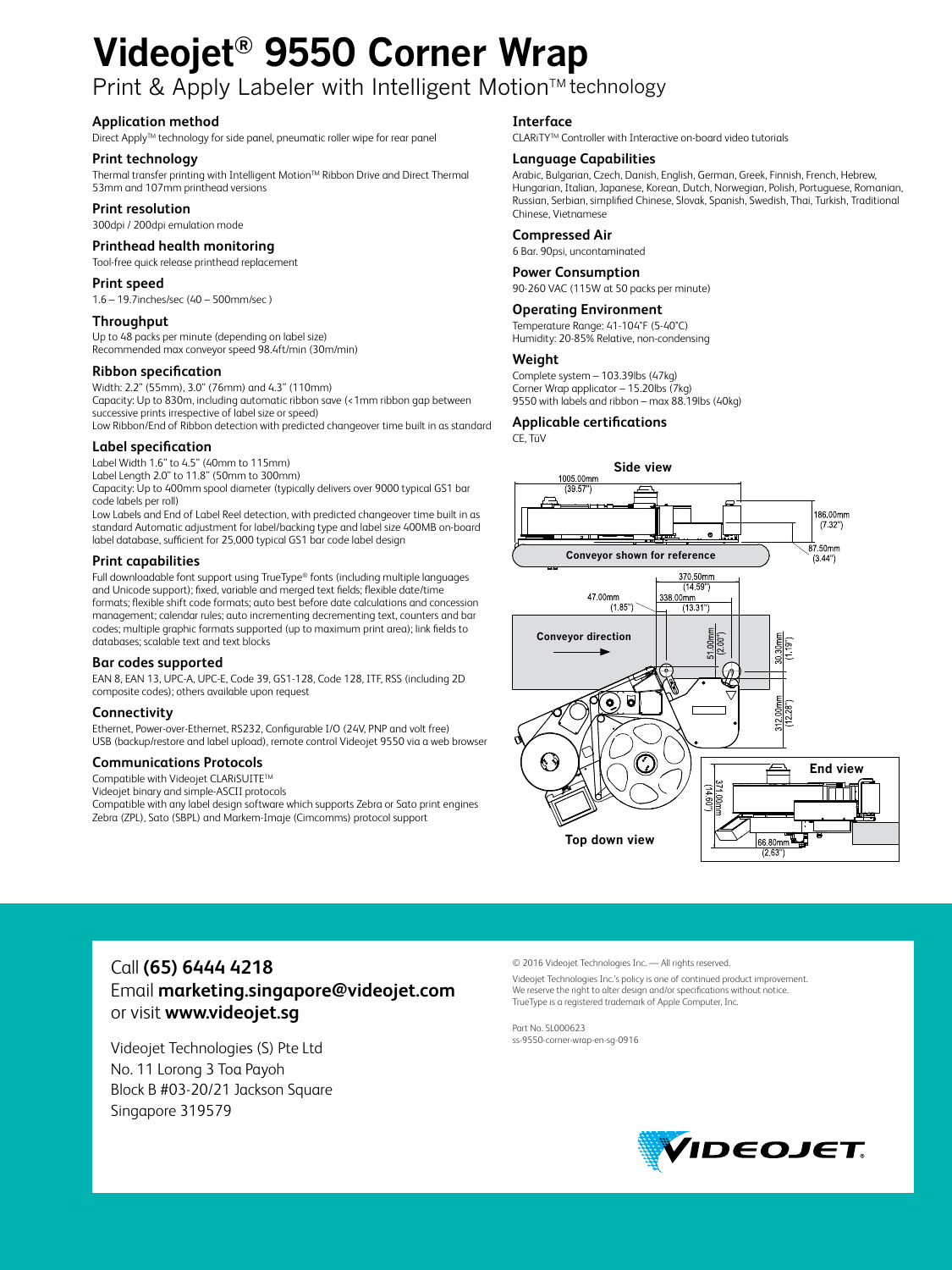# Videojet® 9550 Corner Wrap

Print & Apply Labeler with Intelligent Motion™ technology

### Application method

Direct Apply™ technology for side panel, pneumatic roller wipe for rear panel

### Print technology

Thermal transfer printing with Intelligent Motion™ Ribbon Drive and Direct Thermal
53mm and 107mm printhead versions

### Print resolution

300dpi / 200dpi emulation mode

### Printhead health monitoring

Tool-free quick release printhead replacement

### Print speed

1.6 – 19.7inches/sec (40 – 500mm/sec )

### Throughput

Up to 48 packs per minute (depending on label size)
Recommended max conveyor speed 98.4ft/min (30m/min)

### Ribbon specification

Width: 2.2" (55mm), 3.0" (76mm) and 4.3" (110mm)
Capacity: Up to 830m, including automatic ribbon save (<1mm ribbon gap between successive prints irrespective of label size or speed)
Low Ribbon/End of Ribbon detection with predicted changeover time built in as standard

### Label specification

Label Width 1.6" to 4.5" (40mm to 115mm)
Label Length 2.0" to 11.8" (50mm to 300mm)
Capacity: Up to 400mm spool diameter (typically delivers over 9000 typical GS1 bar code labels per roll)
Low Labels and End of Label Reel detection, with predicted changeover time built in as standard Automatic adjustment for label/backing type and label size 400MB on-board label database, sufficient for 25,000 typical GS1 bar code label design

### Print capabilities

Full downloadable font support using TrueType® fonts (including multiple languages and Unicode support); fixed, variable and merged text fields; flexible date/time formats; flexible shift code formats; auto best before date calculations and concession management; calendar rules; auto incrementing decrementing text, counters and bar codes; multiple graphic formats supported (up to maximum print area); link fields to databases; scalable text and text blocks

### Bar codes supported

EAN 8, EAN 13, UPC-A, UPC-E, Code 39, GS1-128, Code 128, ITF, RSS (including 2D composite codes); others available upon request

### Connectivity

Ethernet, Power-over-Ethernet, RS232, Configurable I/O (24V, PNP and volt free)
USB (backup/restore and label upload), remote control Videojet 9550 via a web browser

### Communications Protocols

Compatible with Videojet CLARiSUITE™
Videojet binary and simple-ASCII protocols
Compatible with any label design software which supports Zebra or Sato print engines
Zebra (ZPL), Sato (SBPL) and Markem-Imaje (Cimcomms) protocol support

### Interface

CLARiTY™ Controller with Interactive on-board video tutorials

### Language Capabilities

Arabic, Bulgarian, Czech, Danish, English, German, Greek, Finnish, French, Hebrew, Hungarian, Italian, Japanese, Korean, Dutch, Norwegian, Polish, Portuguese, Romanian, Russian, Serbian, simplified Chinese, Slovak, Spanish, Swedish, Thai, Turkish, Traditional Chinese, Vietnamese

### Compressed Air

6 Bar. 90psi, uncontaminated

### Power Consumption

90-260 VAC (115W at 50 packs per minute)

### Operating Environment

Temperature Range: 41-104°F (5-40°C)
Humidity: 20-85% Relative, non-condensing

### Weight

Complete system – 103.39lbs (47kg)
Corner Wrap applicator – 15.20lbs (7kg)
9550 with labels and ribbon – max 88.19lbs (40kg)

### Applicable certifications

CE, TüV

Side view
1005.00mm (39.57")
186.00mm (7.32")
87.50mm (3.44")
Conveyor shown for reference

370.50mm (14.59")
338.00mm (13.31")
47.00mm (1.85")
Conveyor direction
51.00mm (2.00")
30.30mm (1.19")
312.00mm (12.28")
Top down view

End view
371.00mm (14.60")
66.80mm (2.63")

Call **(65) 6444 4218**
Email **marketing.singapore@videojet.com**
or visit **www.videojet.sg**

Videojet Technologies (S) Pte Ltd
No. 11 Lorong 3 Toa Payoh
Block B #03-20/21 Jackson Square
Singapore 319579

© 2016 Videojet Technologies Inc. — All rights reserved.

Videojet Technologies Inc.'s policy is one of continued product improvement. We reserve the right to alter design and/or specifications without notice. TrueType is a registered trademark of Apple Computer, Inc.

Part No. SL000623
ss-9550-corner-wrap-en-sg-0916